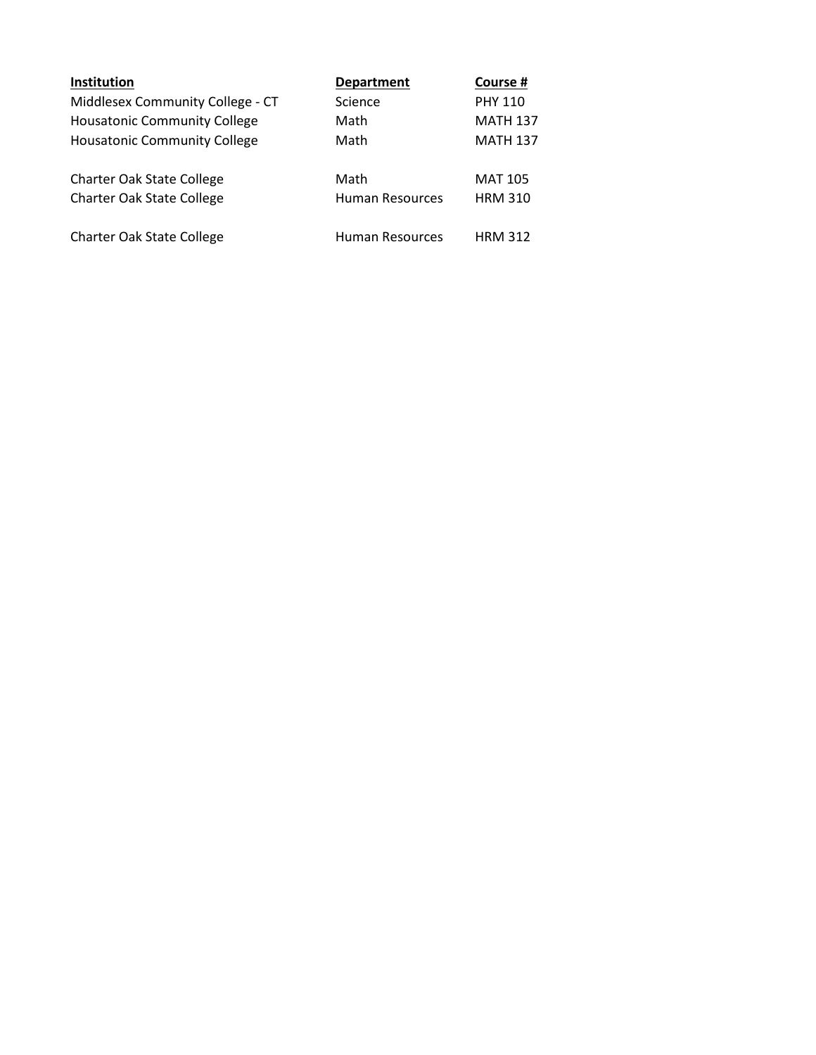| Institution | Department | Course # |
|---|---|---|
| Middlesex Community College - CT | Science | PHY 110 |
| Housatonic Community College | Math | MATH 137 |
| Housatonic Community College | Math | MATH 137 |
| | | |
| Charter Oak State College | Math | MAT 105 |
| Charter Oak State College | Human Resources | HRM 310 |
| | | |
| Charter Oak State College | Human Resources | HRM 312 |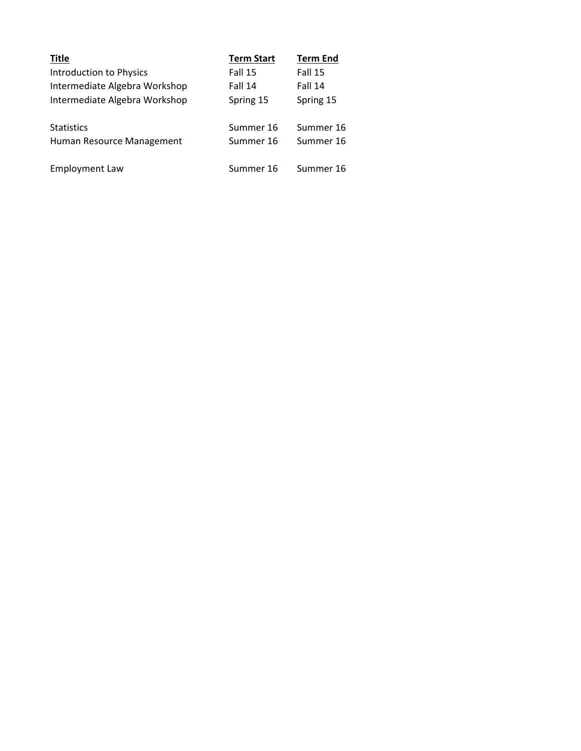| Title | Term Start | Term End |
|---|---|---|
| Introduction to Physics | Fall 15 | Fall 15 |
| Intermediate Algebra Workshop | Fall 14 | Fall 14 |
| Intermediate Algebra Workshop | Spring 15 | Spring 15 |
| | | |
| Statistics | Summer 16 | Summer 16 |
| Human Resource Management | Summer 16 | Summer 16 |
| | | |
| Employment Law | Summer 16 | Summer 16 |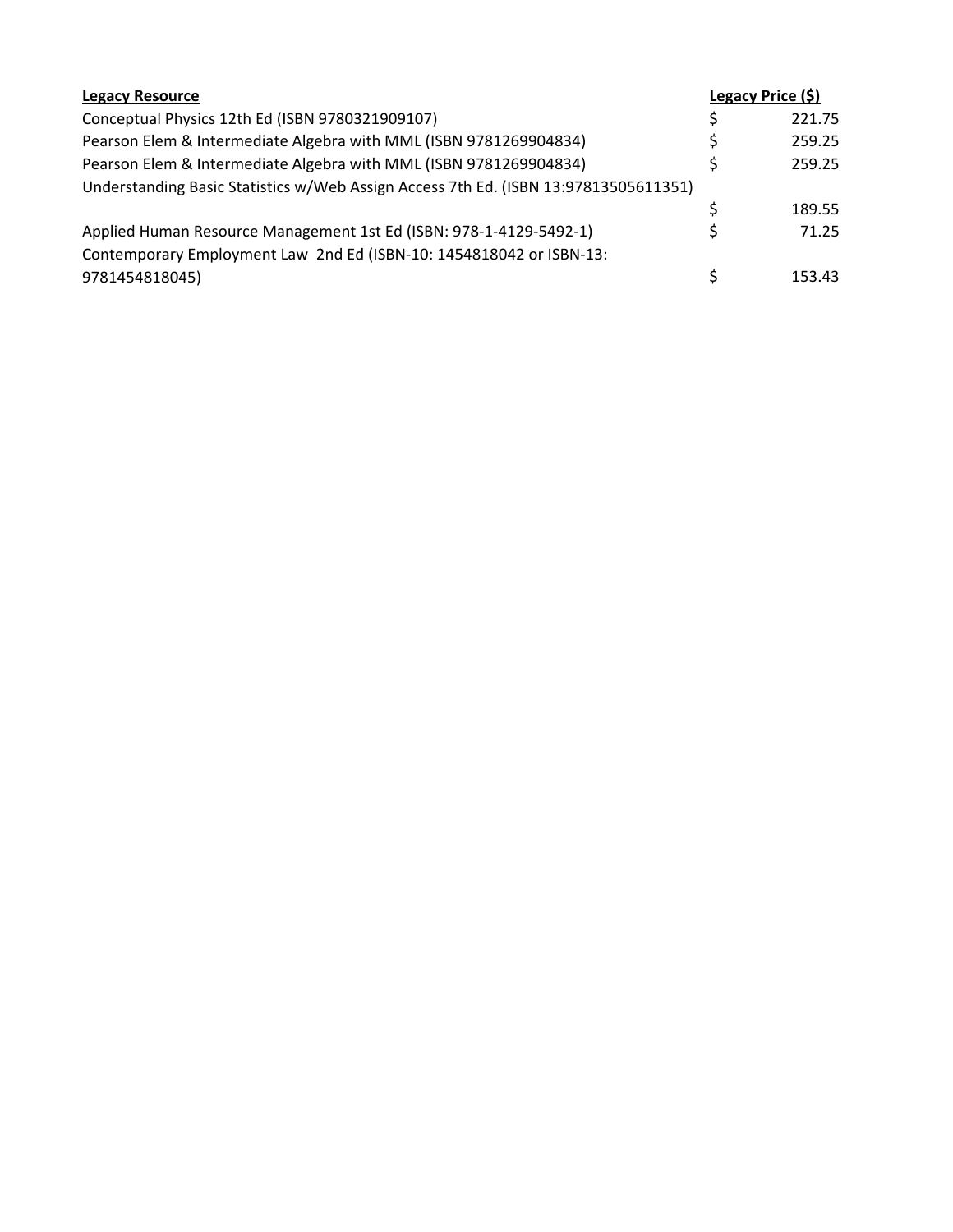| Legacy Resource | Legacy Price ($) |
| --- | --- |
| Conceptual Physics 12th Ed (ISBN 9780321909107) | $ 221.75 |
| Pearson Elem & Intermediate Algebra with MML (ISBN 9781269904834) | $ 259.25 |
| Pearson Elem & Intermediate Algebra with MML (ISBN 9781269904834) | $ 259.25 |
| Understanding Basic Statistics w/Web Assign Access 7th Ed. (ISBN 13:97813505611351) | $ 189.55 |
| Applied Human Resource Management 1st Ed (ISBN: 978-1-4129-5492-1) | $ 71.25 |
| Contemporary Employment Law 2nd Ed (ISBN-10: 1454818042 or ISBN-13: 9781454818045) | $ 153.43 |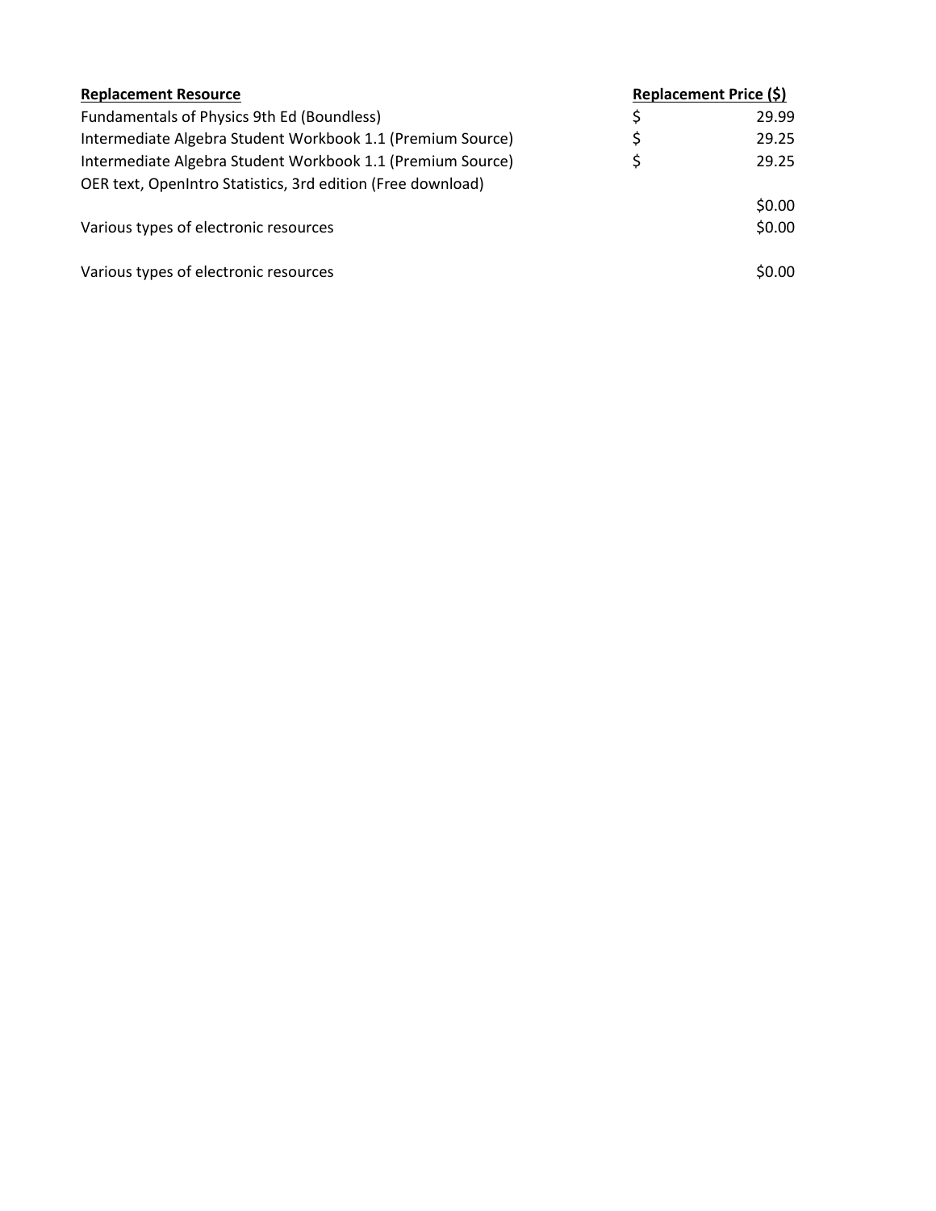| Replacement Resource | Replacement Price ($) |
|---|---|
| Fundamentals of Physics 9th Ed (Boundless) | $ 29.99 |
| Intermediate Algebra Student Workbook 1.1 (Premium Source) | $ 29.25 |
| Intermediate Algebra Student Workbook 1.1 (Premium Source) | $ 29.25 |
| OER text, OpenIntro Statistics, 3rd edition (Free download) | $0.00 |
| Various types of electronic resources | $0.00 |
| Various types of electronic resources | $0.00 |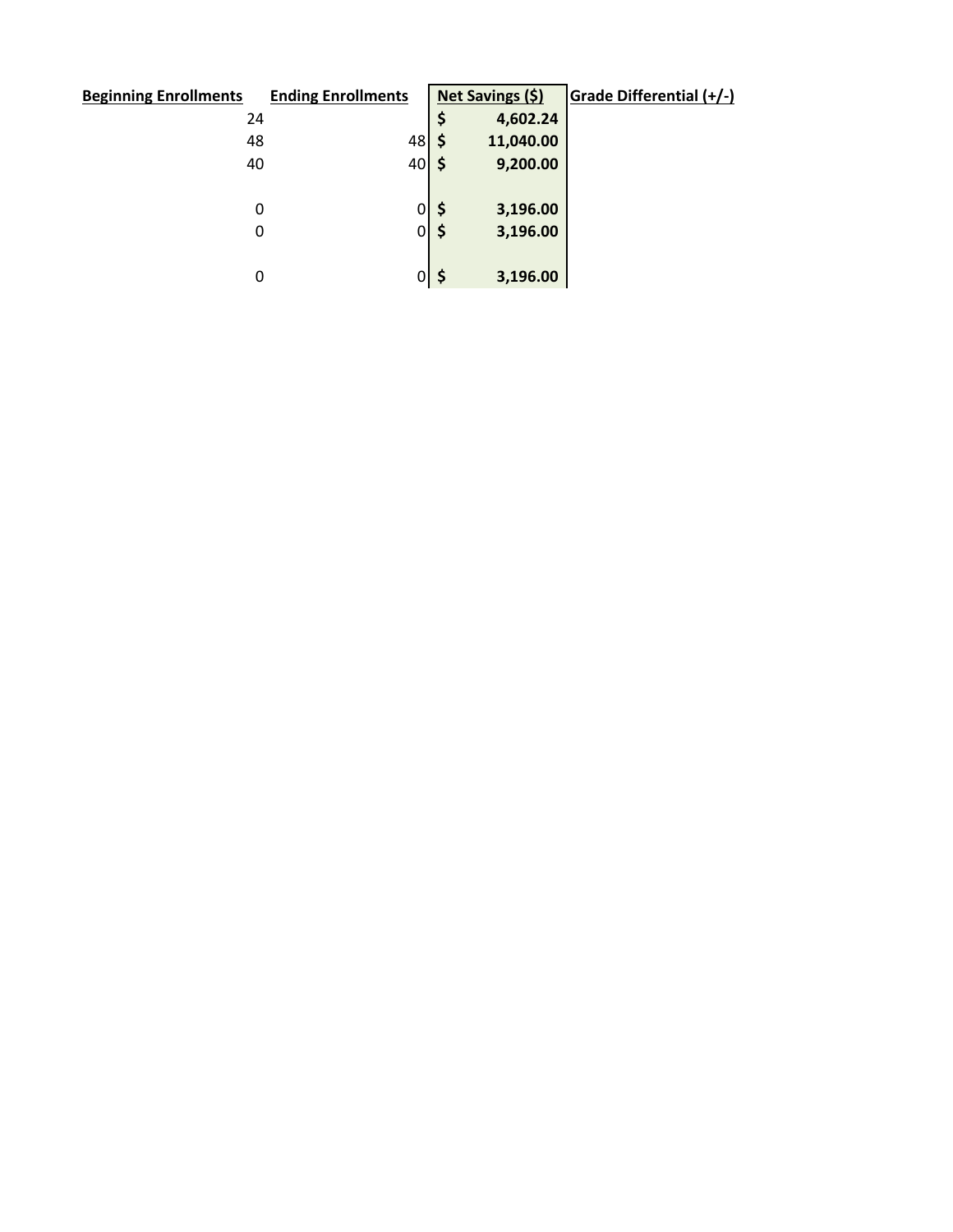| Beginning Enrollments | Ending Enrollments | Net Savings ($) | Grade Differential (+/-) |
|---|---|---|---|
| 24 | | **$ 4,602.24** | |
| 48 | 48 | **$ 11,040.00** | |
| 40 | 40 | **$ 9,200.00** | |
| | | | |
| 0 | 0 | **$ 3,196.00** | |
| 0 | 0 | **$ 3,196.00** | |
| | | | |
| 0 | 0 | **$ 3,196.00** | |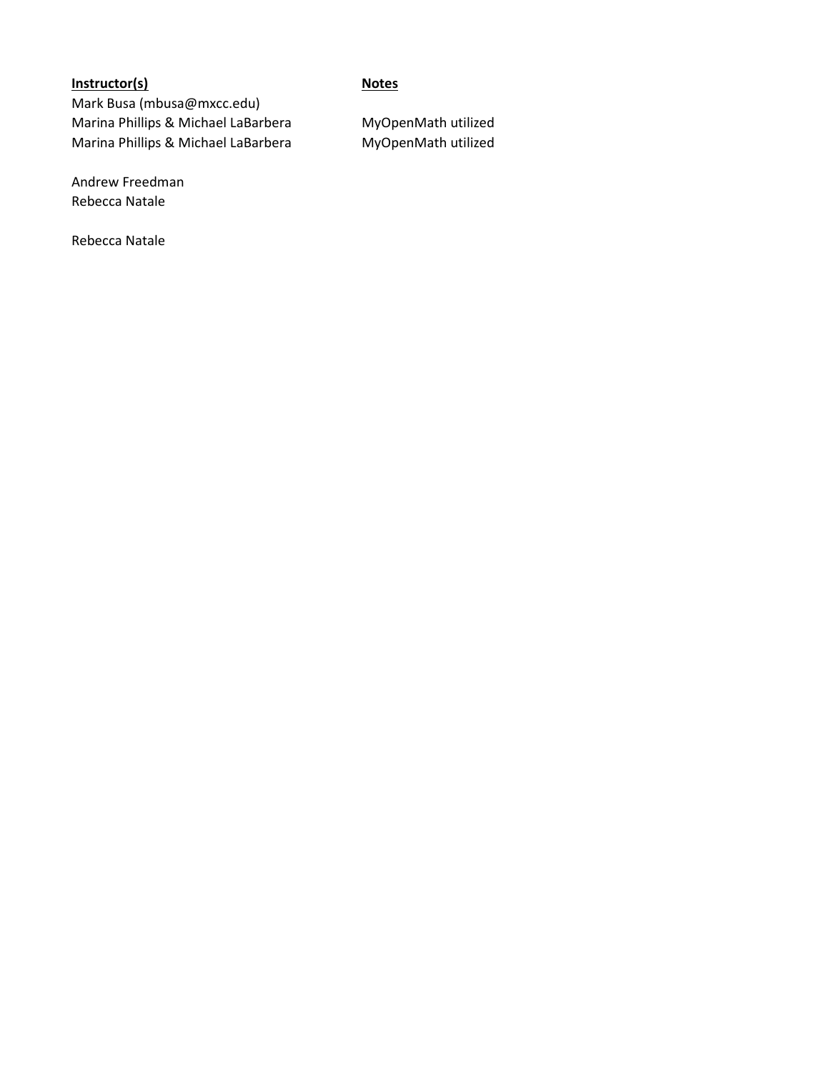| Instructor(s) | Notes |
| --- | --- |
| Mark Busa (mbusa@mxcc.edu) | |
| Marina Phillips & Michael LaBarbera | MyOpenMath utilized |
| Marina Phillips & Michael LaBarbera | MyOpenMath utilized |
| | |
| Andrew Freedman | |
| Rebecca Natale | |
| | |
| Rebecca Natale | |